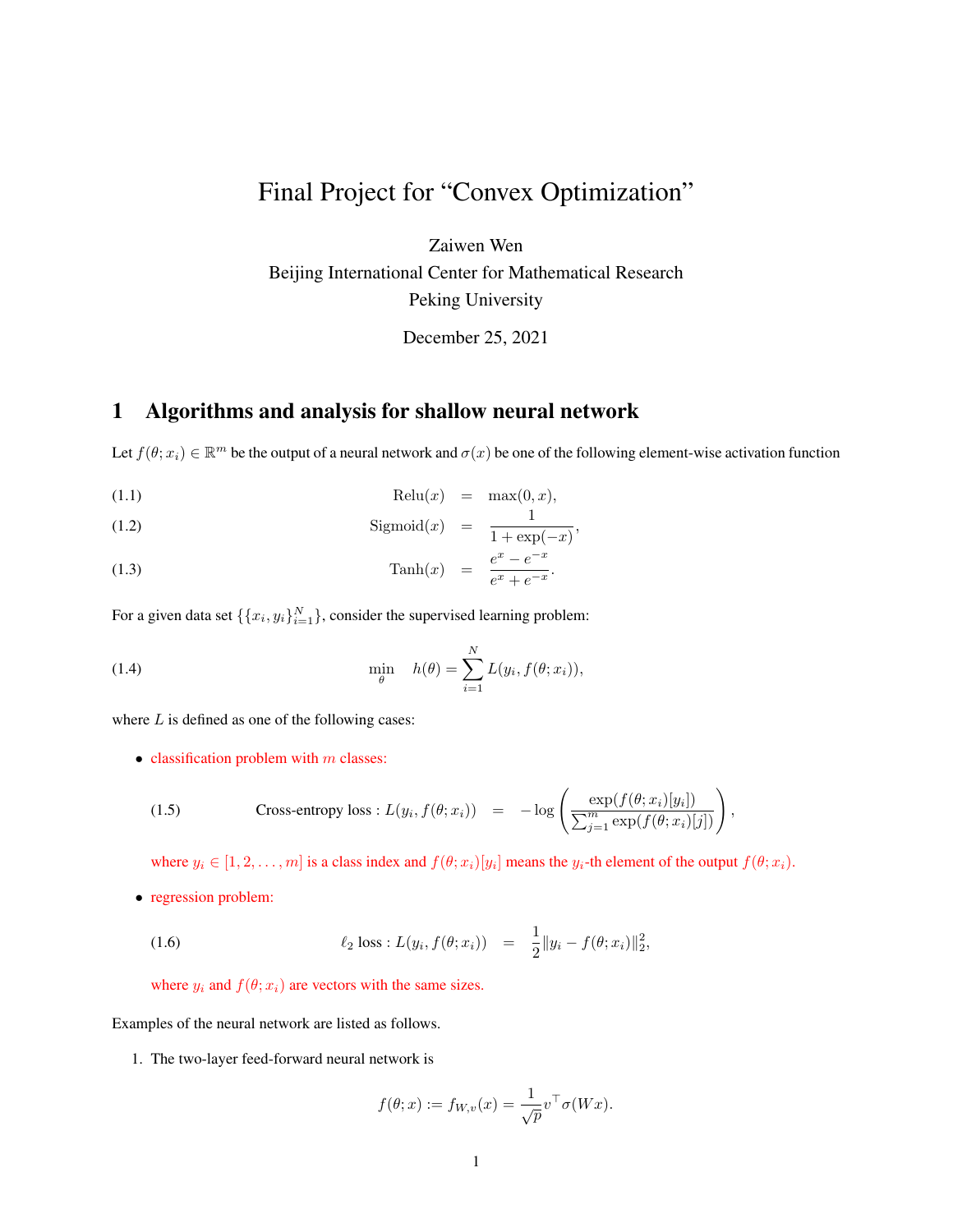# Final Project for "Convex Optimization"

Zaiwen Wen
Beijing International Center for Mathematical Research
Peking University

December 25, 2021

## 1 Algorithms and analysis for shallow neural network

Let $f(\theta; x_i) \in \mathbb{R}^m$ be the output of a neural network and $\sigma(x)$ be one of the following element-wise activation function

$$\text{Relu}(x) = \max(0, x), \tag{1.1}$$

$$\text{Sigmoid}(x) = \frac{1}{1 + \exp(-x)}, \tag{1.2}$$

$$\text{Tanh}(x) = \frac{e^x - e^{-x}}{e^x + e^{-x}}. \tag{1.3}$$

For a given data set $\{\{x_i, y_i\}_{i=1}^N\}$, consider the supervised learning problem:

$$\min_{\theta} \quad h(\theta) = \sum_{i=1}^{N} L(y_i, f(\theta; x_i)), \tag{1.4}$$

where $L$ is defined as one of the following cases:

- classification problem with $m$ classes:

  $$\text{Cross-entropy loss} : L(y_i, f(\theta; x_i)) = -\log\left(\frac{\exp(f(\theta; x_i)[y_i])}{\sum_{j=1}^{m} \exp(f(\theta; x_i)[j])}\right), \tag{1.5}$$

  where $y_i \in [1, 2, \ldots, m]$ is a class index and $f(\theta; x_i)[y_i]$ means the $y_i$-th element of the output $f(\theta; x_i)$.

- regression problem:

  $$\ell_2 \text{ loss} : L(y_i, f(\theta; x_i)) = \frac{1}{2}\|y_i - f(\theta; x_i)\|_2^2, \tag{1.6}$$

  where $y_i$ and $f(\theta; x_i)$ are vectors with the same sizes.

Examples of the neural network are listed as follows.

1. The two-layer feed-forward neural network is

$$f(\theta; x) := f_{W,v}(x) = \frac{1}{\sqrt{p}} v^\top \sigma(Wx).$$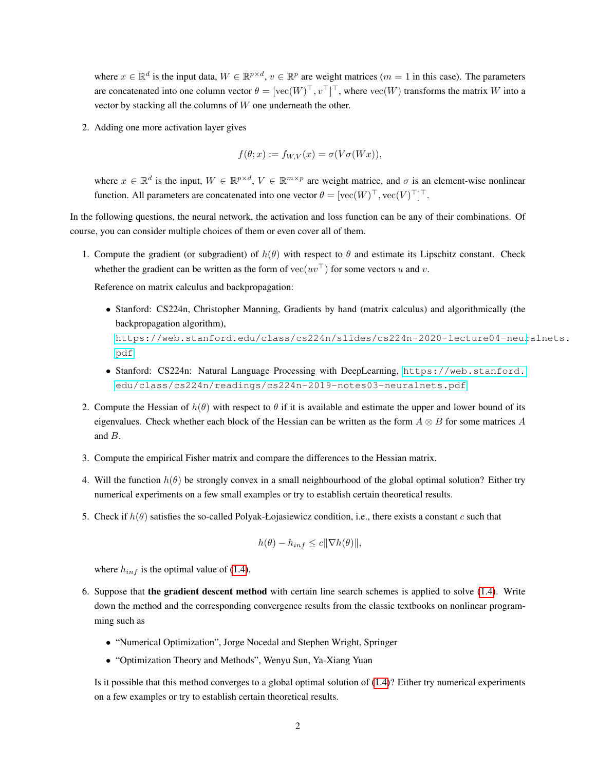where $x \in \mathbb{R}^d$ is the input data, $W \in \mathbb{R}^{p \times d}$, $v \in \mathbb{R}^p$ are weight matrices ($m = 1$ in this case). The parameters are concatenated into one column vector $\theta = [\text{vec}(W)^\top, v^\top]^\top$, where $\text{vec}(W)$ transforms the matrix $W$ into a vector by stacking all the columns of $W$ one underneath the other.

2. Adding one more activation layer gives

$$f(\theta; x) := f_{W,V}(x) = \sigma(V\sigma(Wx)),$$

where $x \in \mathbb{R}^d$ is the input, $W \in \mathbb{R}^{p \times d}$, $V \in \mathbb{R}^{m \times p}$ are weight matrice, and $\sigma$ is an element-wise nonlinear function. All parameters are concatenated into one vector $\theta = [\text{vec}(W)^\top, \text{vec}(V)^\top]^\top$.

In the following questions, the neural network, the activation and loss function can be any of their combinations. Of course, you can consider multiple choices of them or even cover all of them.

1. Compute the gradient (or subgradient) of $h(\theta)$ with respect to $\theta$ and estimate its Lipschitz constant. Check whether the gradient can be written as the form of $\text{vec}(uv^\top)$ for some vectors $u$ and $v$.

   Reference on matrix calculus and backpropagation:

   - Stanford: CS224n, Christopher Manning, Gradients by hand (matrix calculus) and algorithmically (the backpropagation algorithm), https://web.stanford.edu/class/cs224n/slides/cs224n-2020-lecture04-neuralnets.pdf
   - Stanford: CS224n: Natural Language Processing with DeepLearning, https://web.stanford.edu/class/cs224n/readings/cs224n-2019-notes03-neuralnets.pdf

2. Compute the Hessian of $h(\theta)$ with respect to $\theta$ if it is available and estimate the upper and lower bound of its eigenvalues. Check whether each block of the Hessian can be written as the form $A \otimes B$ for some matrices $A$ and $B$.

3. Compute the empirical Fisher matrix and compare the differences to the Hessian matrix.

4. Will the function $h(\theta)$ be strongly convex in a small neighbourhood of the global optimal solution? Either try numerical experiments on a few small examples or try to establish certain theoretical results.

5. Check if $h(\theta)$ satisfies the so-called Polyak-Łojasiewicz condition, i.e., there exists a constant $c$ such that

$$h(\theta) - h_{inf} \leq c\|\nabla h(\theta)\|,$$

   where $h_{inf}$ is the optimal value of (1.4).

6. Suppose that **the gradient descent method** with certain line search schemes is applied to solve (1.4). Write down the method and the corresponding convergence results from the classic textbooks on nonlinear programming such as

   - "Numerical Optimization", Jorge Nocedal and Stephen Wright, Springer
   - "Optimization Theory and Methods", Wenyu Sun, Ya-Xiang Yuan

   Is it possible that this method converges to a global optimal solution of (1.4)? Either try numerical experiments on a few examples or try to establish certain theoretical results.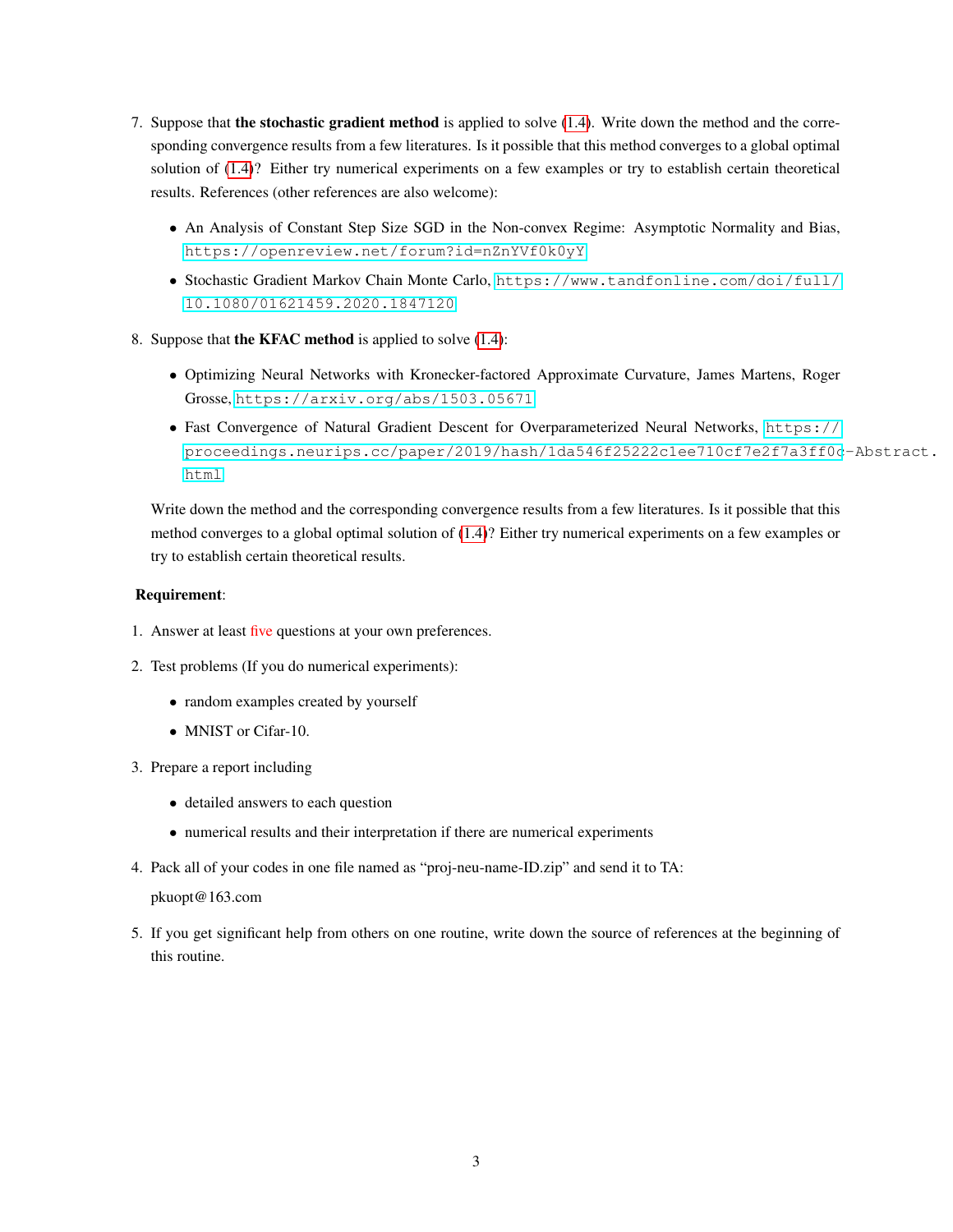7. Suppose that **the stochastic gradient method** is applied to solve (1.4). Write down the method and the corresponding convergence results from a few literatures. Is it possible that this method converges to a global optimal solution of (1.4)? Either try numerical experiments on a few examples or try to establish certain theoretical results. References (other references are also welcome):

   - An Analysis of Constant Step Size SGD in the Non-convex Regime: Asymptotic Normality and Bias, https://openreview.net/forum?id=nZnYVf0k0yY
   - Stochastic Gradient Markov Chain Monte Carlo, https://www.tandfonline.com/doi/full/10.1080/01621459.2020.1847120

8. Suppose that **the KFAC method** is applied to solve (1.4):

   - Optimizing Neural Networks with Kronecker-factored Approximate Curvature, James Martens, Roger Grosse, https://arxiv.org/abs/1503.05671
   - Fast Convergence of Natural Gradient Descent for Overparameterized Neural Networks, https://proceedings.neurips.cc/paper/2019/hash/1da546f25222c1ee710cf7e2f7a3ff0c-Abstract.html

   Write down the method and the corresponding convergence results from a few literatures. Is it possible that this method converges to a global optimal solution of (1.4)? Either try numerical experiments on a few examples or try to establish certain theoretical results.

**Requirement**:

1. Answer at least five questions at your own preferences.
2. Test problems (If you do numerical experiments):
   - random examples created by yourself
   - MNIST or Cifar-10.
3. Prepare a report including
   - detailed answers to each question
   - numerical results and their interpretation if there are numerical experiments
4. Pack all of your codes in one file named as "proj-neu-name-ID.zip" and send it to TA:

   pkuopt@163.com
5. If you get significant help from others on one routine, write down the source of references at the beginning of this routine.